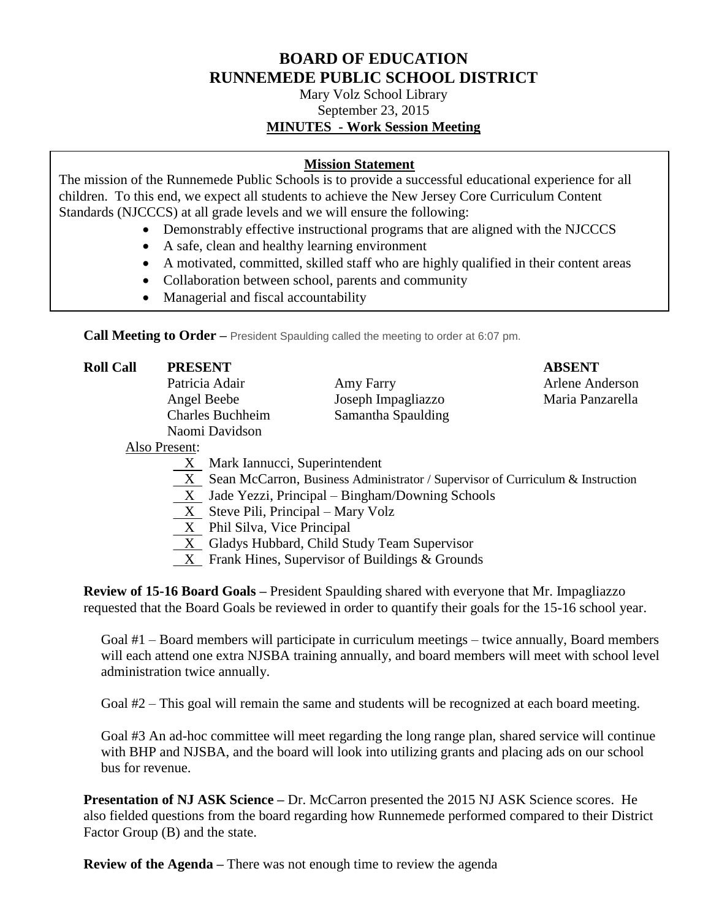# BOARD OF EDUCATION
# RUNNEMEDE PUBLIC SCHOOL DISTRICT

Mary Volz School Library
September 23, 2015
**MINUTES - Work Session Meeting**

**Mission Statement**

The mission of the Runnemede Public Schools is to provide a successful educational experience for all children. To this end, we expect all students to achieve the New Jersey Core Curriculum Content Standards (NJCCCS) at all grade levels and we will ensure the following:

- Demonstrably effective instructional programs that are aligned with the NJCCCS
- A safe, clean and healthy learning environment
- A motivated, committed, skilled staff who are highly qualified in their content areas
- Collaboration between school, parents and community
- Managerial and fiscal accountability

**Call Meeting to Order –** President Spaulding called the meeting to order at 6:07 pm.

| **Roll Call** | **PRESENT** | | **ABSENT** |
|---|---|---|---|
| | Patricia Adair | Amy Farry | Arlene Anderson |
| | Angel Beebe | Joseph Impagliazzo | Maria Panzarella |
| | Charles Buchheim | Samantha Spaulding | |
| | Naomi Davidson | | |

Also Present:

- X Mark Iannucci, Superintendent
- X Sean McCarron, Business Administrator / Supervisor of Curriculum & Instruction
- X Jade Yezzi, Principal – Bingham/Downing Schools
- X Steve Pili, Principal – Mary Volz
- X Phil Silva, Vice Principal
- X Gladys Hubbard, Child Study Team Supervisor
- X Frank Hines, Supervisor of Buildings & Grounds

**Review of 15-16 Board Goals –** President Spaulding shared with everyone that Mr. Impagliazzo requested that the Board Goals be reviewed in order to quantify their goals for the 15-16 school year.

Goal #1 – Board members will participate in curriculum meetings – twice annually, Board members will each attend one extra NJSBA training annually, and board members will meet with school level administration twice annually.

Goal #2 – This goal will remain the same and students will be recognized at each board meeting.

Goal #3 An ad-hoc committee will meet regarding the long range plan, shared service will continue with BHP and NJSBA, and the board will look into utilizing grants and placing ads on our school bus for revenue.

**Presentation of NJ ASK Science –** Dr. McCarron presented the 2015 NJ ASK Science scores. He also fielded questions from the board regarding how Runnemede performed compared to their District Factor Group (B) and the state.

**Review of the Agenda –** There was not enough time to review the agenda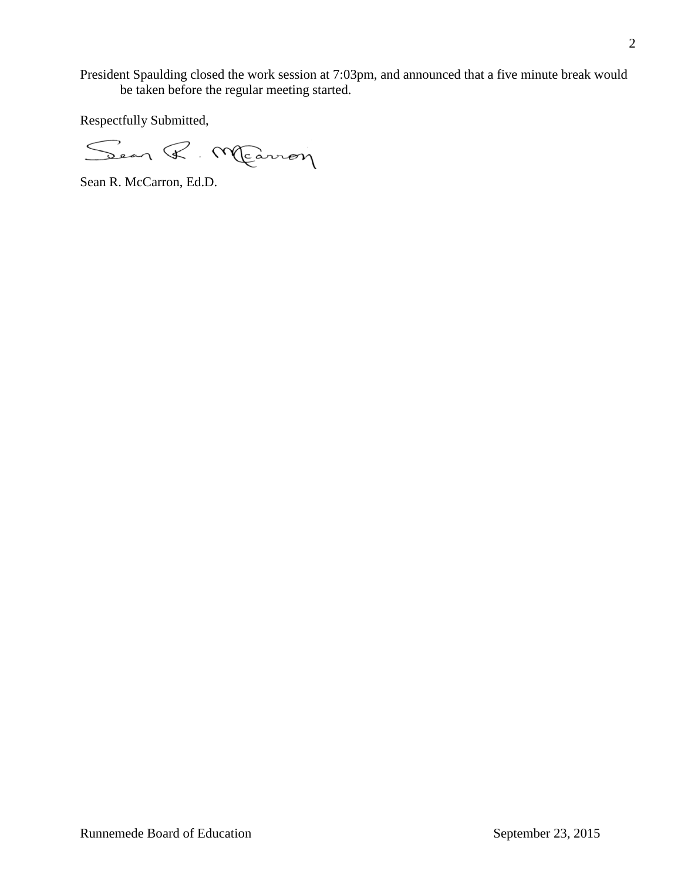President Spaulding closed the work session at 7:03pm, and announced that a five minute break would be taken before the regular meeting started.

Respectfully Submitted,

Sean R. McCarron, Ed.D.